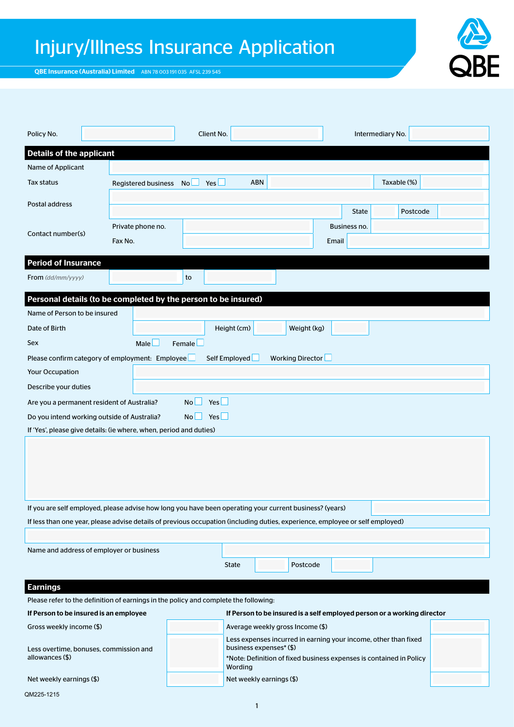# Injury/Illness Insurance Application

**QBE Insurance (Australia) Limited** ABN 78 003 191 035 AFSL 239 545

| Policy No. | | Client No. | | Intermediary No. | |
|---|---|---|---|---|---|

## Details of the applicant

| | |
|---|---|
| Name of Applicant | |
| Tax status | Registered business No ☐ Yes ☐ ABN ___ Taxable (%) ___ |
| Postal address | |
| | State ___ Postcode ___ |
| Contact number(s) | Private phone no. ___ Business no. ___ |
| | Fax No. ___ Email ___ |

## Period of Insurance

From *(dd/mm/yyyy)* ___ to ___

## Personal details (to be completed by the person to be insured)

| | |
|---|---|
| Name of Person to be insured | |
| Date of Birth | ___ Height (cm) ___ Weight (kg) ___ |
| Sex | Male ☐ Female ☐ |

Please confirm category of employment: Employee ☐ Self Employed ☐ Working Director ☐

| | |
|---|---|
| Your Occupation | |
| Describe your duties | |

Are you a permanent resident of Australia? No ☐ Yes ☐

Do you intend working outside of Australia? No ☐ Yes ☐

If 'Yes', please give details: (ie where, when, period and duties)

If you are self employed, please advise how long you have been operating your current business? (years) ___

If less than one year, please advise details of previous occupation (including duties, experience, employee or self employed)

Name and address of employer or business ___

State ___ Postcode ___

## Earnings

Please refer to the definition of earnings in the policy and complete the following:

| **If Person to be insured is an employee** | | **If Person to be insured is a self employed person or a working director** | |
|---|---|---|---|
| Gross weekly income ($) | | Average weekly gross Income ($) | |
| Less overtime, bonuses, commission and allowances ($) | | Less expenses incurred in earning your income, other than fixed business expenses* ($)<br>*Note: Definition of fixed business expenses is contained in Policy Wording | |
| Net weekly earnings ($) | | Net weekly earnings ($) | |

QM225-1215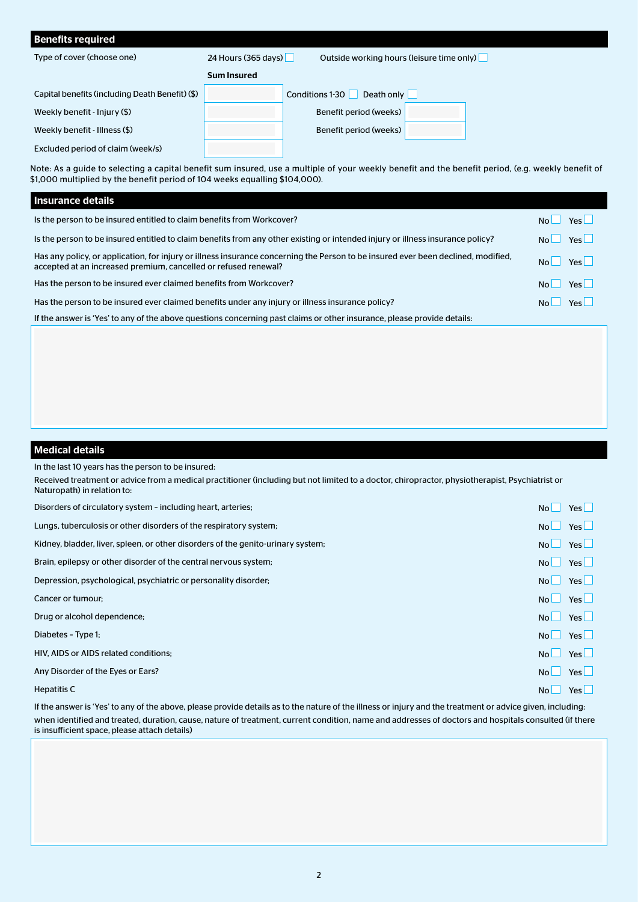## Benefits required

Type of cover (choose one) 24 Hours (365 days) ☐ Outside working hours (leisure time only) ☐

| | Sum Insured | | |
|---|---|---|---|
| Capital benefits (including Death Benefit) ($) | | Conditions 1-30 ☐ Death only ☐ | |
| Weekly benefit - Injury ($) | | Benefit period (weeks) | |
| Weekly benefit - Illness ($) | | Benefit period (weeks) | |
| Excluded period of claim (week/s) | | | |

Note: As a guide to selecting a capital benefit sum insured, use a multiple of your weekly benefit and the benefit period, (e.g. weekly benefit of $1,000 multiplied by the benefit period of 104 weeks equalling $104,000).

## Insurance details

| | | |
|---|---|---|
| Is the person to be insured entitled to claim benefits from Workcover? | No ☐ | Yes ☐ |
| Is the person to be insured entitled to claim benefits from any other existing or intended injury or illness insurance policy? | No ☐ | Yes ☐ |
| Has any policy, or application, for injury or illness insurance concerning the Person to be insured ever been declined, modified, accepted at an increased premium, cancelled or refused renewal? | No ☐ | Yes ☐ |
| Has the person to be insured ever claimed benefits from Workcover? | No ☐ | Yes ☐ |
| Has the person to be insured ever claimed benefits under any injury or illness insurance policy? | No ☐ | Yes ☐ |

If the answer is 'Yes' to any of the above questions concerning past claims or other insurance, please provide details:

## Medical details

In the last 10 years has the person to be insured:

Received treatment or advice from a medical practitioner (including but not limited to a doctor, chiropractor, physiotherapist, Psychiatrist or Naturopath) in relation to:

| | | |
|---|---|---|
| Disorders of circulatory system – including heart, arteries; | No ☐ | Yes ☐ |
| Lungs, tuberculosis or other disorders of the respiratory system; | No ☐ | Yes ☐ |
| Kidney, bladder, liver, spleen, or other disorders of the genito-urinary system; | No ☐ | Yes ☐ |
| Brain, epilepsy or other disorder of the central nervous system; | No ☐ | Yes ☐ |
| Depression, psychological, psychiatric or personality disorder; | No ☐ | Yes ☐ |
| Cancer or tumour; | No ☐ | Yes ☐ |
| Drug or alcohol dependence; | No ☐ | Yes ☐ |
| Diabetes – Type 1; | No ☐ | Yes ☐ |
| HIV, AIDS or AIDS related conditions; | No ☐ | Yes ☐ |
| Any Disorder of the Eyes or Ears? | No ☐ | Yes ☐ |
| Hepatitis C | No ☐ | Yes ☐ |

If the answer is 'Yes' to any of the above, please provide details as to the nature of the illness or injury and the treatment or advice given, including: when identified and treated, duration, cause, nature of treatment, current condition, name and addresses of doctors and hospitals consulted (if there is insufficient space, please attach details)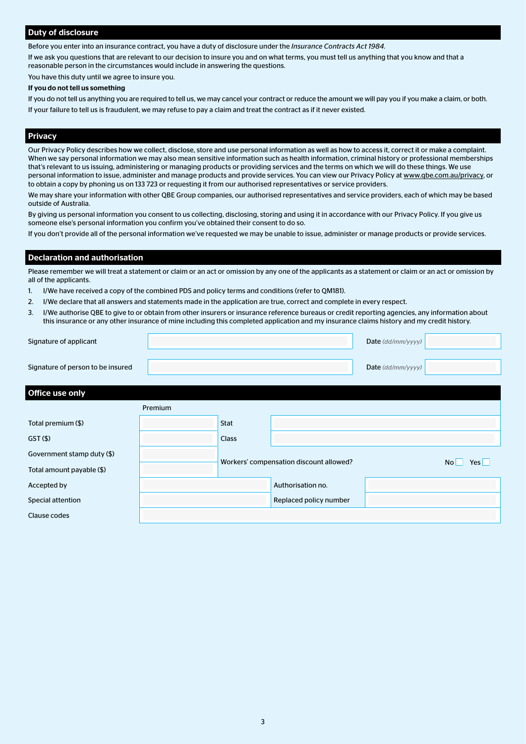## Duty of disclosure

Before you enter into an insurance contract, you have a duty of disclosure under the *Insurance Contracts Act 1984*.

If we ask you questions that are relevant to our decision to insure you and on what terms, you must tell us anything that you know and that a reasonable person in the circumstances would include in answering the questions.

You have this duty until we agree to insure you.

**If you do not tell us something**

If you do not tell us anything you are required to tell us, we may cancel your contract or reduce the amount we will pay you if you make a claim, or both.

If your failure to tell us is fraudulent, we may refuse to pay a claim and treat the contract as if it never existed.

## Privacy

Our Privacy Policy describes how we collect, disclose, store and use personal information as well as how to access it, correct it or make a complaint. When we say personal information we may also mean sensitive information such as health information, criminal history or professional memberships that's relevant to us issuing, administering or managing products or providing services and the terms on which we will do these things. We use personal information to issue, administer and manage products and provide services. You can view our Privacy Policy at www.qbe.com.au/privacy, or to obtain a copy by phoning us on 133 723 or requesting it from our authorised representatives or service providers.

We may share your information with other QBE Group companies, our authorised representatives and service providers, each of which may be based outside of Australia.

By giving us personal information you consent to us collecting, disclosing, storing and using it in accordance with our Privacy Policy. If you give us someone else's personal information you confirm you've obtained their consent to do so.

If you don't provide all of the personal information we've requested we may be unable to issue, administer or manage products or provide services.

## Declaration and authorisation

Please remember we will treat a statement or claim or an act or omission by any one of the applicants as a statement or claim or an act or omission by all of the applicants.

1. I/We have received a copy of the combined PDS and policy terms and conditions (refer to QM181).
2. I/We declare that all answers and statements made in the application are true, correct and complete in every respect.
3. I/We authorise QBE to give to or obtain from other insurers or insurance reference bureaus or credit reporting agencies, any information about this insurance or any other insurance of mine including this completed application and my insurance claims history and my credit history.

| | | | |
|---|---|---|---|
| Signature of applicant | | Date *(dd/mm/yyyy)* | |
| Signature of person to be insured | | Date *(dd/mm/yyyy)* | |

## Office use only

| | Premium | | |
|---|---|---|---|
| Total premium ($) | | Stat | |
| GST ($) | | Class | |
| Government stamp duty ($) | | Workers' compensation discount allowed? | No ☐ Yes ☐ |
| Total amount payable ($) | | | |
| Accepted by | | Authorisation no. | |
| Special attention | | Replaced policy number | |
| Clause codes | | | |